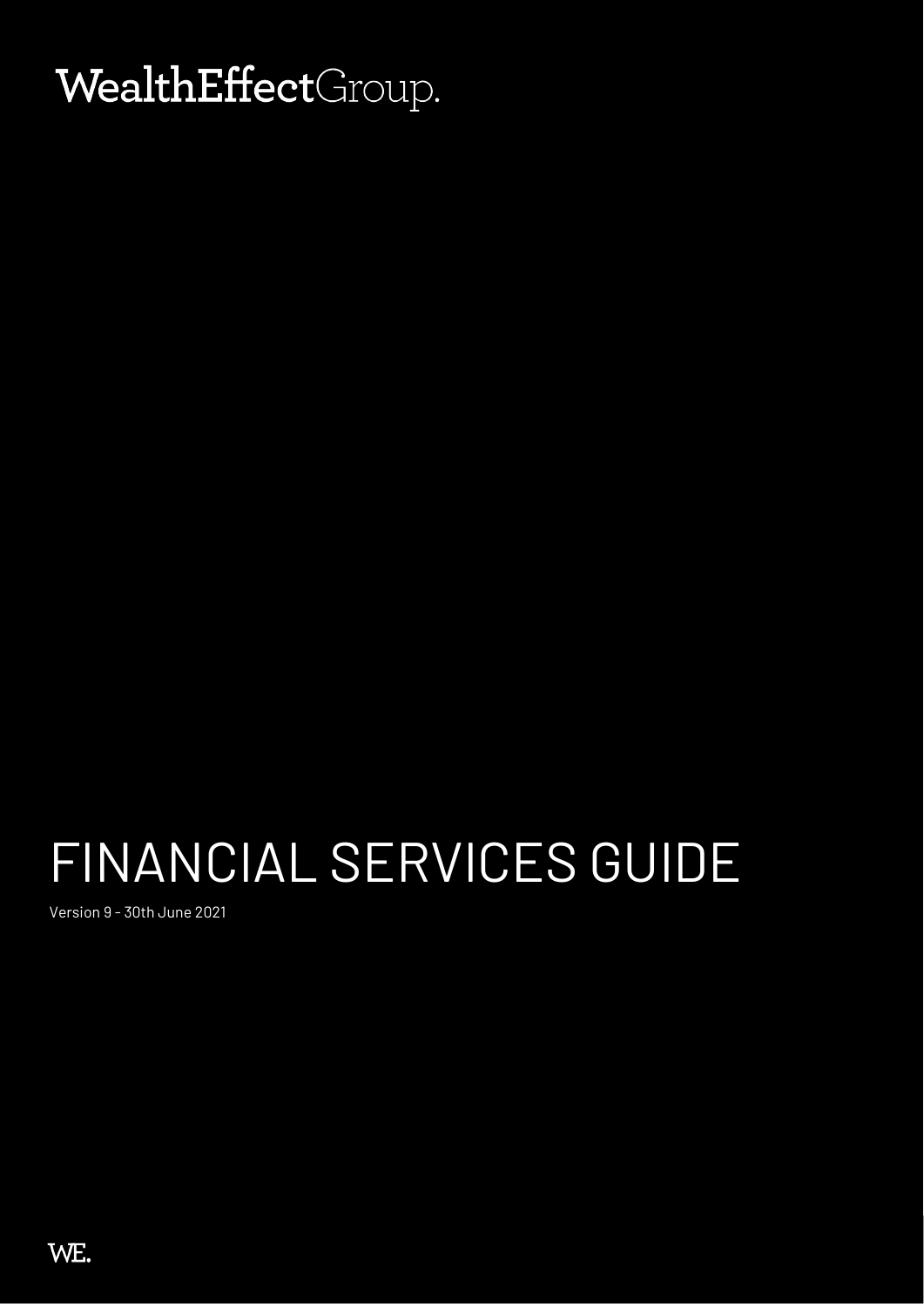WealthEffectGroup.

# FINANCIAL SERVICES GUIDE

Version 9 - 30th June 2021

WE.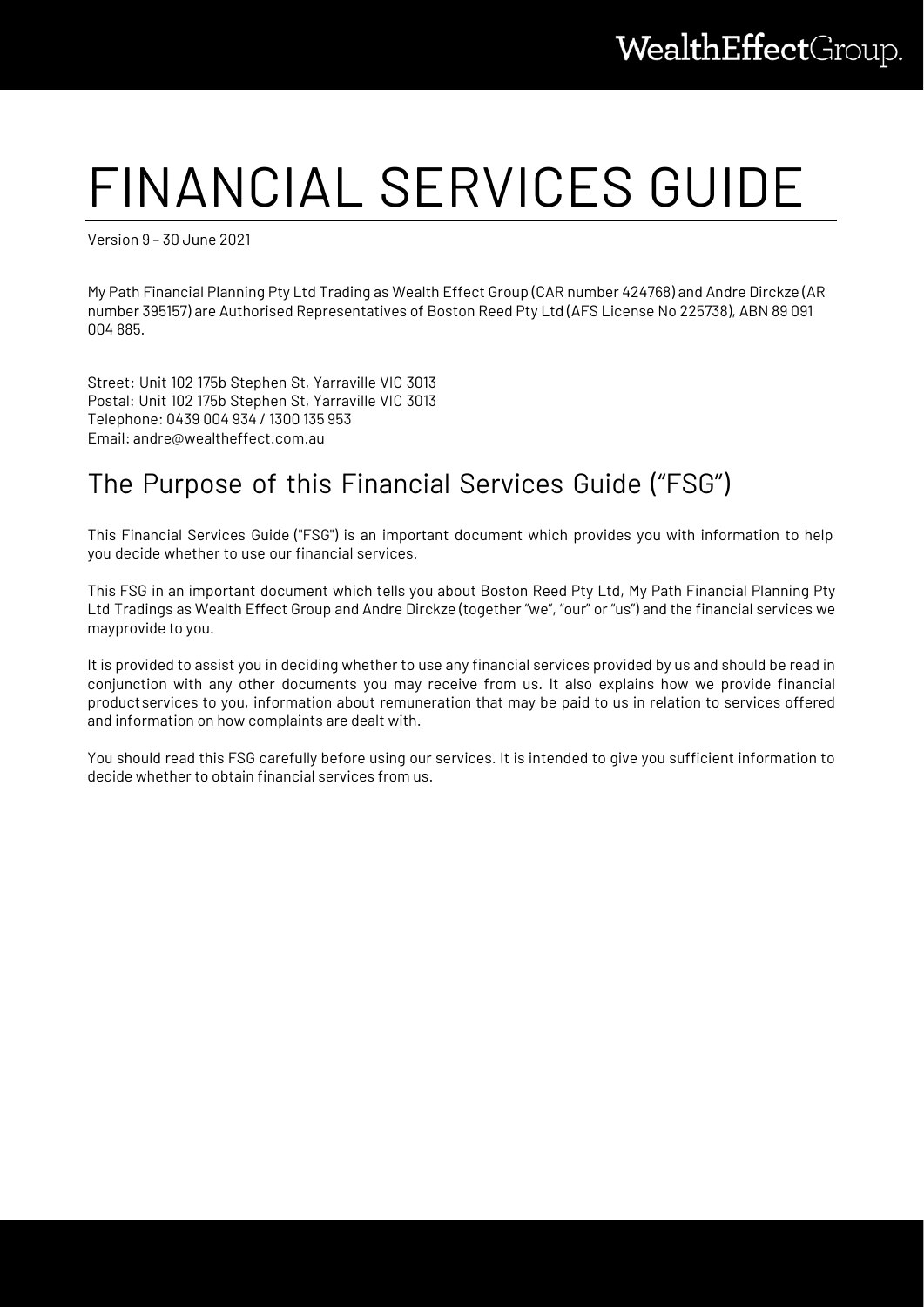# FINANCIAL SERVICES GUIDE

Version 9 – 30 June 2021

My Path Financial Planning Pty Ltd Trading as Wealth Effect Group (CAR number 424768) and Andre Dirckze (AR number 395157) are Authorised Representatives of Boston Reed Pty Ltd (AFS License No 225738), ABN 89 091 004 885.

Street: Unit 102 175b Stephen St, Yarraville VIC 3013
Postal: Unit 102 175b Stephen St, Yarraville VIC 3013
Telephone: 0439 004 934 / 1300 135 953
Email: andre@wealtheffect.com.au

## The Purpose of this Financial Services Guide ("FSG")

This Financial Services Guide ("FSG") is an important document which provides you with information to help you decide whether to use our financial services.

This FSG in an important document which tells you about Boston Reed Pty Ltd, My Path Financial Planning Pty Ltd Tradings as Wealth Effect Group and Andre Dirckze (together "we", "our" or "us") and the financial services we mayprovide to you.

It is provided to assist you in deciding whether to use any financial services provided by us and should be read in conjunction with any other documents you may receive from us. It also explains how we provide financial productservices to you, information about remuneration that may be paid to us in relation to services offered and information on how complaints are dealt with.

You should read this FSG carefully before using our services. It is intended to give you sufficient information to decide whether to obtain financial services from us.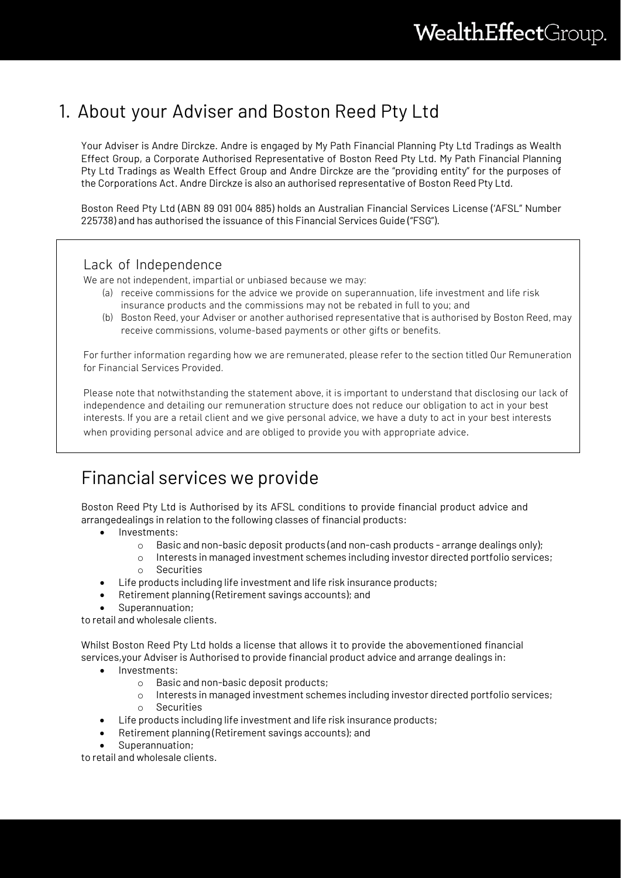# 1. About your Adviser and Boston Reed Pty Ltd

Your Adviser is Andre Dirckze. Andre is engaged by My Path Financial Planning Pty Ltd Tradings as Wealth Effect Group, a Corporate Authorised Representative of Boston Reed Pty Ltd. My Path Financial Planning Pty Ltd Tradings as Wealth Effect Group and Andre Dirckze are the "providing entity" for the purposes of the Corporations Act. Andre Dirckze is also an authorised representative of Boston Reed Pty Ltd.

Boston Reed Pty Ltd (ABN 89 091 004 885) holds an Australian Financial Services License ('AFSL" Number 225738) and has authorised the issuance of this Financial Services Guide ("FSG").

## Lack of Independence

We are not independent, impartial or unbiased because we may:

(a) receive commissions for the advice we provide on superannuation, life investment and life risk insurance products and the commissions may not be rebated in full to you; and

(b) Boston Reed, your Adviser or another authorised representative that is authorised by Boston Reed, may receive commissions, volume-based payments or other gifts or benefits.

For further information regarding how we are remunerated, please refer to the section titled Our Remuneration for Financial Services Provided.

Please note that notwithstanding the statement above, it is important to understand that disclosing our lack of independence and detailing our remuneration structure does not reduce our obligation to act in your best interests. If you are a retail client and we give personal advice, we have a duty to act in your best interests when providing personal advice and are obliged to provide you with appropriate advice.

# Financial services we provide

Boston Reed Pty Ltd is Authorised by its AFSL conditions to provide financial product advice and arrangedealings in relation to the following classes of financial products:

- Investments:
  - Basic and non-basic deposit products (and non-cash products - arrange dealings only);
  - Interests in managed investment schemes including investor directed portfolio services;
  - Securities
- Life products including life investment and life risk insurance products;
- Retirement planning (Retirement savings accounts); and
- Superannuation;

to retail and wholesale clients.

Whilst Boston Reed Pty Ltd holds a license that allows it to provide the abovementioned financial services,your Adviser is Authorised to provide financial product advice and arrange dealings in:

- Investments:
  - Basic and non-basic deposit products;
  - Interests in managed investment schemes including investor directed portfolio services;
  - Securities
- Life products including life investment and life risk insurance products;
- Retirement planning (Retirement savings accounts); and
- Superannuation;

to retail and wholesale clients.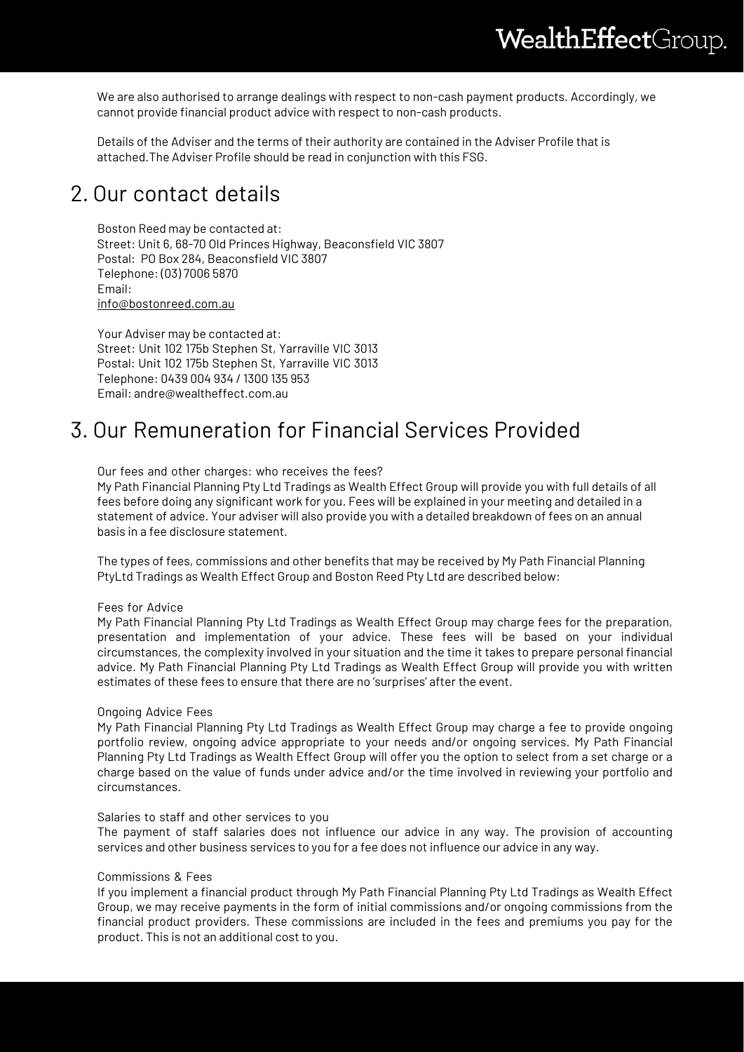We are also authorised to arrange dealings with respect to non-cash payment products. Accordingly, we cannot provide financial product advice with respect to non-cash products.

Details of the Adviser and the terms of their authority are contained in the Adviser Profile that is attached.The Adviser Profile should be read in conjunction with this FSG.

## 2. Our contact details

Boston Reed may be contacted at:
Street: Unit 6, 68-70 Old Princes Highway, Beaconsfield VIC 3807
Postal: PO Box 284, Beaconsfield VIC 3807
Telephone: (03) 7006 5870
Email:
info@bostonreed.com.au

Your Adviser may be contacted at:
Street: Unit 102 175b Stephen St, Yarraville VIC 3013
Postal: Unit 102 175b Stephen St, Yarraville VIC 3013
Telephone: 0439 004 934 / 1300 135 953
Email: andre@wealtheffect.com.au

## 3. Our Remuneration for Financial Services Provided

Our fees and other charges: who receives the fees?
My Path Financial Planning Pty Ltd Tradings as Wealth Effect Group will provide you with full details of all fees before doing any significant work for you. Fees will be explained in your meeting and detailed in a statement of advice. Your adviser will also provide you with a detailed breakdown of fees on an annual basis in a fee disclosure statement.

The types of fees, commissions and other benefits that may be received by My Path Financial Planning PtyLtd Tradings as Wealth Effect Group and Boston Reed Pty Ltd are described below:

Fees for Advice
My Path Financial Planning Pty Ltd Tradings as Wealth Effect Group may charge fees for the preparation, presentation and implementation of your advice. These fees will be based on your individual circumstances, the complexity involved in your situation and the time it takes to prepare personal financial advice. My Path Financial Planning Pty Ltd Tradings as Wealth Effect Group will provide you with written estimates of these fees to ensure that there are no 'surprises' after the event.

Ongoing Advice Fees
My Path Financial Planning Pty Ltd Tradings as Wealth Effect Group may charge a fee to provide ongoing portfolio review, ongoing advice appropriate to your needs and/or ongoing services. My Path Financial Planning Pty Ltd Tradings as Wealth Effect Group will offer you the option to select from a set charge or a charge based on the value of funds under advice and/or the time involved in reviewing your portfolio and circumstances.

Salaries to staff and other services to you
The payment of staff salaries does not influence our advice in any way. The provision of accounting services and other business services to you for a fee does not influence our advice in any way.

Commissions & Fees
If you implement a financial product through My Path Financial Planning Pty Ltd Tradings as Wealth Effect Group, we may receive payments in the form of initial commissions and/or ongoing commissions from the financial product providers. These commissions are included in the fees and premiums you pay for the product. This is not an additional cost to you.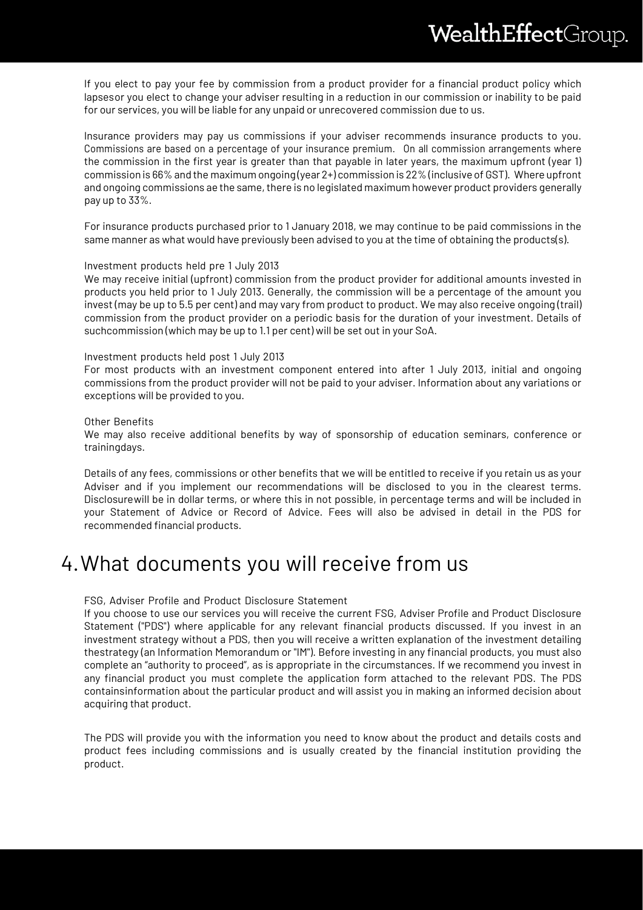If you elect to pay your fee by commission from a product provider for a financial product policy which lapsesor you elect to change your adviser resulting in a reduction in our commission or inability to be paid for our services, you will be liable for any unpaid or unrecovered commission due to us.

Insurance providers may pay us commissions if your adviser recommends insurance products to you. Commissions are based on a percentage of your insurance premium. On all commission arrangements where the commission in the first year is greater than that payable in later years, the maximum upfront (year 1) commission is 66% and the maximum ongoing (year 2+) commission is 22% (inclusive of GST). Where upfront and ongoing commissions ae the same, there is no legislated maximum however product providers generally pay up to 33%.

For insurance products purchased prior to 1 January 2018, we may continue to be paid commissions in the same manner as what would have previously been advised to you at the time of obtaining the products(s).

Investment products held pre 1 July 2013

We may receive initial (upfront) commission from the product provider for additional amounts invested in products you held prior to 1 July 2013. Generally, the commission will be a percentage of the amount you invest (may be up to 5.5 per cent) and may vary from product to product. We may also receive ongoing (trail) commission from the product provider on a periodic basis for the duration of your investment. Details of suchcommission (which may be up to 1.1 per cent) will be set out in your SoA.

Investment products held post 1 July 2013

For most products with an investment component entered into after 1 July 2013, initial and ongoing commissions from the product provider will not be paid to your adviser. Information about any variations or exceptions will be provided to you.

Other Benefits

We may also receive additional benefits by way of sponsorship of education seminars, conference or trainingdays.

Details of any fees, commissions or other benefits that we will be entitled to receive if you retain us as your Adviser and if you implement our recommendations will be disclosed to you in the clearest terms. Disclosurewill be in dollar terms, or where this in not possible, in percentage terms and will be included in your Statement of Advice or Record of Advice. Fees will also be advised in detail in the PDS for recommended financial products.

# 4. What documents you will receive from us

FSG, Adviser Profile and Product Disclosure Statement

If you choose to use our services you will receive the current FSG, Adviser Profile and Product Disclosure Statement ("PDS") where applicable for any relevant financial products discussed. If you invest in an investment strategy without a PDS, then you will receive a written explanation of the investment detailing thestrategy (an Information Memorandum or "IM"). Before investing in any financial products, you must also complete an "authority to proceed", as is appropriate in the circumstances. If we recommend you invest in any financial product you must complete the application form attached to the relevant PDS. The PDS containsinformation about the particular product and will assist you in making an informed decision about acquiring that product.

The PDS will provide you with the information you need to know about the product and details costs and product fees including commissions and is usually created by the financial institution providing the product.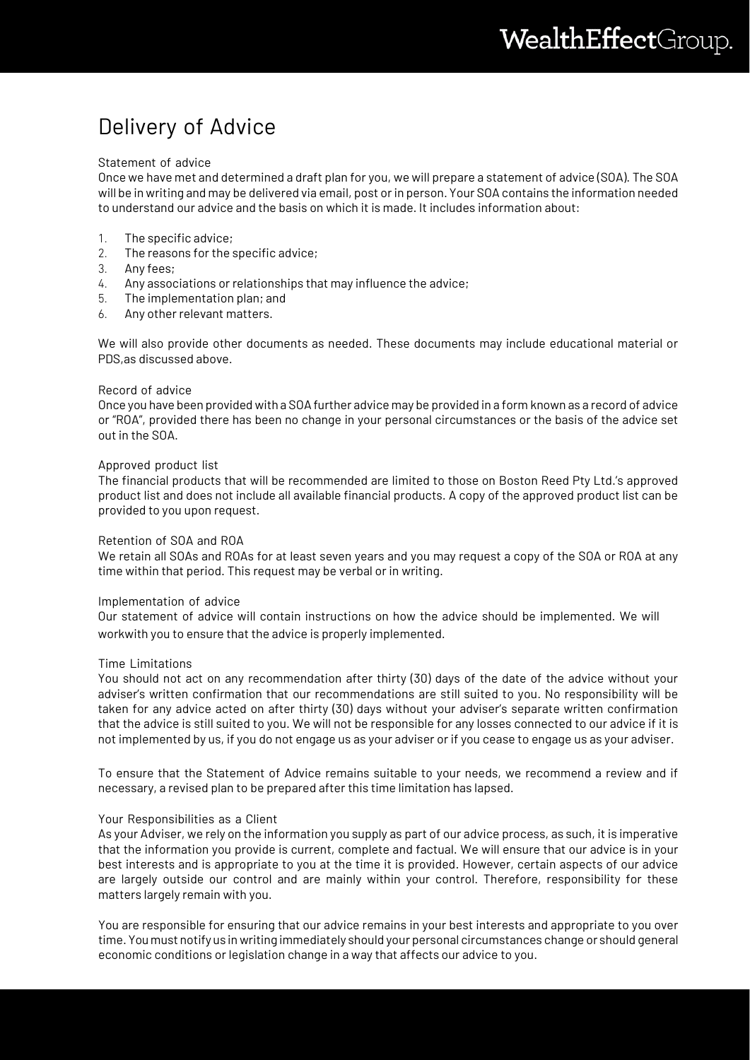# Delivery of Advice

### Statement of advice

Once we have met and determined a draft plan for you, we will prepare a statement of advice (SOA). The SOA will be in writing and may be delivered via email, post or in person. Your SOA contains the information needed to understand our advice and the basis on which it is made. It includes information about:

1. The specific advice;
2. The reasons for the specific advice;
3. Any fees;
4. Any associations or relationships that may influence the advice;
5. The implementation plan; and
6. Any other relevant matters.

We will also provide other documents as needed. These documents may include educational material or PDS,as discussed above.

### Record of advice

Once you have been provided with a SOA further advice may be provided in a form known as a record of advice or "ROA", provided there has been no change in your personal circumstances or the basis of the advice set out in the SOA.

### Approved product list

The financial products that will be recommended are limited to those on Boston Reed Pty Ltd.'s approved product list and does not include all available financial products. A copy of the approved product list can be provided to you upon request.

### Retention of SOA and ROA

We retain all SOAs and ROAs for at least seven years and you may request a copy of the SOA or ROA at any time within that period. This request may be verbal or in writing.

### Implementation of advice

Our statement of advice will contain instructions on how the advice should be implemented. We will workwith you to ensure that the advice is properly implemented.

### Time Limitations

You should not act on any recommendation after thirty (30) days of the date of the advice without your adviser's written confirmation that our recommendations are still suited to you. No responsibility will be taken for any advice acted on after thirty (30) days without your adviser's separate written confirmation that the advice is still suited to you. We will not be responsible for any losses connected to our advice if it is not implemented by us, if you do not engage us as your adviser or if you cease to engage us as your adviser.

To ensure that the Statement of Advice remains suitable to your needs, we recommend a review and if necessary, a revised plan to be prepared after this time limitation has lapsed.

### Your Responsibilities as a Client

As your Adviser, we rely on the information you supply as part of our advice process, as such, it is imperative that the information you provide is current, complete and factual. We will ensure that our advice is in your best interests and is appropriate to you at the time it is provided. However, certain aspects of our advice are largely outside our control and are mainly within your control. Therefore, responsibility for these matters largely remain with you.

You are responsible for ensuring that our advice remains in your best interests and appropriate to you over time. You must notify us in writing immediately should your personal circumstances change or should general economic conditions or legislation change in a way that affects our advice to you.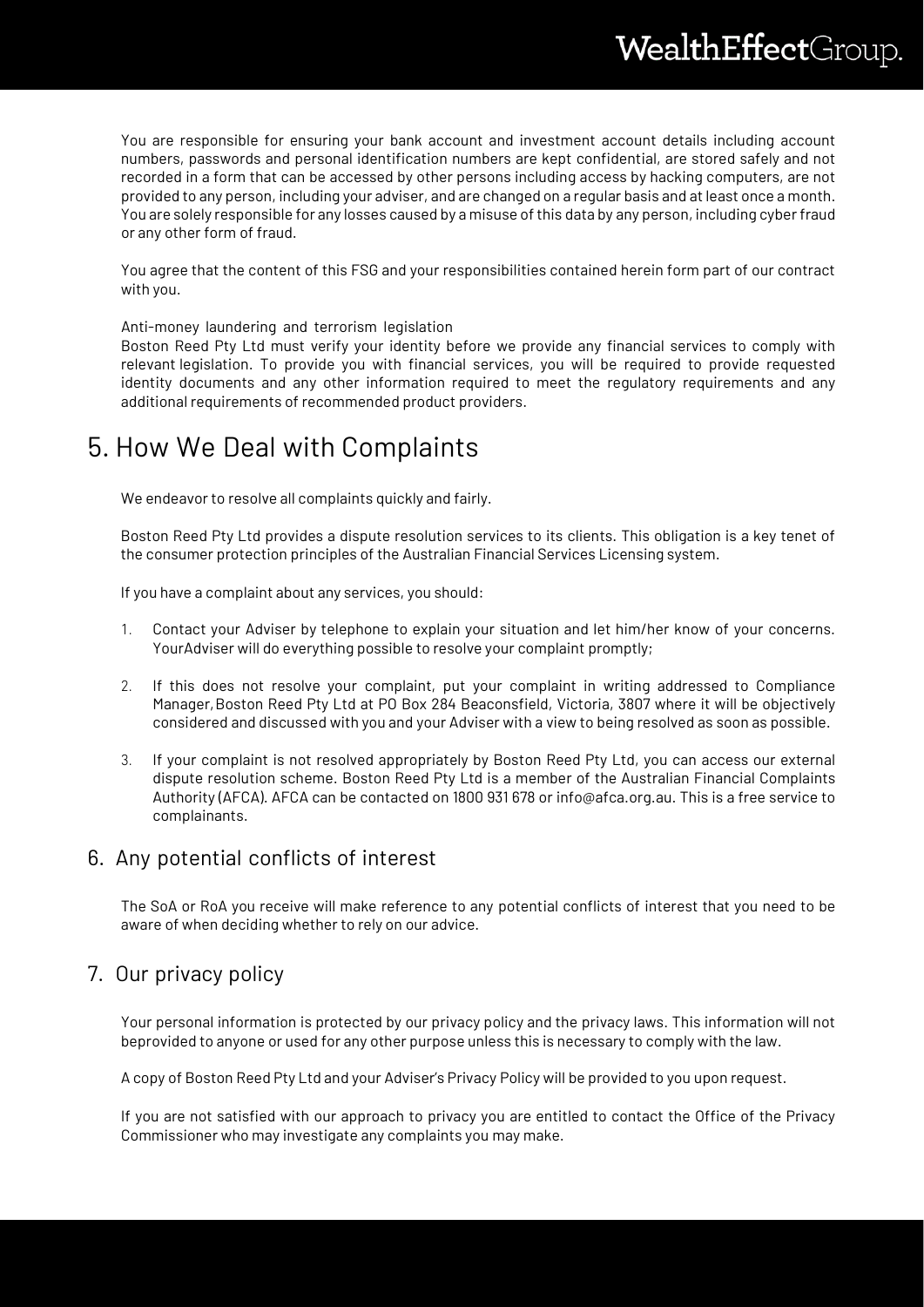You are responsible for ensuring your bank account and investment account details including account numbers, passwords and personal identification numbers are kept confidential, are stored safely and not recorded in a form that can be accessed by other persons including access by hacking computers, are not provided to any person, including your adviser, and are changed on a regular basis and at least once a month. You are solely responsible for any losses caused by a misuse of this data by any person, including cyber fraud or any other form of fraud.

You agree that the content of this FSG and your responsibilities contained herein form part of our contract with you.

Anti-money laundering and terrorism legislation

Boston Reed Pty Ltd must verify your identity before we provide any financial services to comply with relevant legislation. To provide you with financial services, you will be required to provide requested identity documents and any other information required to meet the regulatory requirements and any additional requirements of recommended product providers.

# 5. How We Deal with Complaints

We endeavor to resolve all complaints quickly and fairly.

Boston Reed Pty Ltd provides a dispute resolution services to its clients. This obligation is a key tenet of the consumer protection principles of the Australian Financial Services Licensing system.

If you have a complaint about any services, you should:

1. Contact your Adviser by telephone to explain your situation and let him/her know of your concerns. YourAdviser will do everything possible to resolve your complaint promptly;
2. If this does not resolve your complaint, put your complaint in writing addressed to Compliance Manager, Boston Reed Pty Ltd at PO Box 284 Beaconsfield, Victoria, 3807 where it will be objectively considered and discussed with you and your Adviser with a view to being resolved as soon as possible.
3. If your complaint is not resolved appropriately by Boston Reed Pty Ltd, you can access our external dispute resolution scheme. Boston Reed Pty Ltd is a member of the Australian Financial Complaints Authority (AFCA). AFCA can be contacted on 1800 931 678 or info@afca.org.au. This is a free service to complainants.

## 6. Any potential conflicts of interest

The SoA or RoA you receive will make reference to any potential conflicts of interest that you need to be aware of when deciding whether to rely on our advice.

## 7. Our privacy policy

Your personal information is protected by our privacy policy and the privacy laws. This information will not beprovided to anyone or used for any other purpose unless this is necessary to comply with the law.

A copy of Boston Reed Pty Ltd and your Adviser's Privacy Policy will be provided to you upon request.

If you are not satisfied with our approach to privacy you are entitled to contact the Office of the Privacy Commissioner who may investigate any complaints you may make.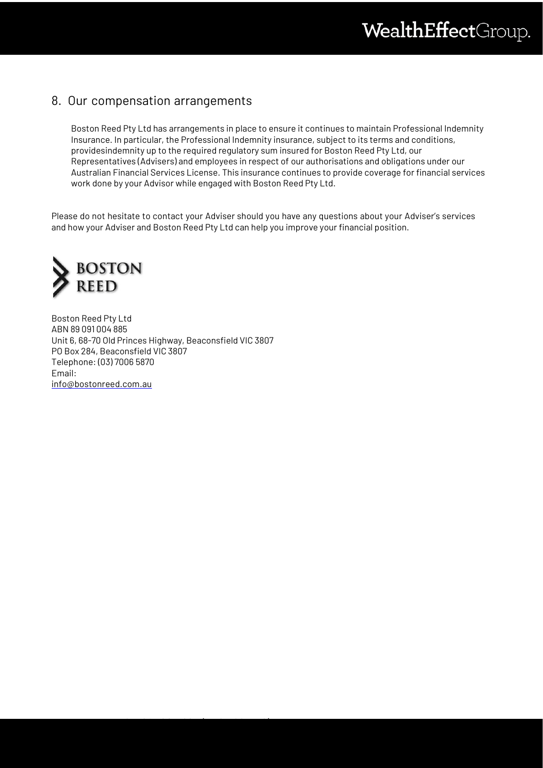## 8. Our compensation arrangements

Boston Reed Pty Ltd has arrangements in place to ensure it continues to maintain Professional Indemnity Insurance. In particular, the Professional Indemnity insurance, subject to its terms and conditions, providesindemnity up to the required regulatory sum insured for Boston Reed Pty Ltd, our Representatives (Advisers) and employees in respect of our authorisations and obligations under our Australian Financial Services License. This insurance continues to provide coverage for financial services work done by your Advisor while engaged with Boston Reed Pty Ltd.

Please do not hesitate to contact your Adviser should you have any questions about your Adviser's services and how your Adviser and Boston Reed Pty Ltd can help you improve your financial position.

BOSTON REED

Boston Reed Pty Ltd
ABN 89 091 004 885
Unit 6, 68-70 Old Princes Highway, Beaconsfield VIC 3807
PO Box 284, Beaconsfield VIC 3807
Telephone: (03) 7006 5870
Email:
info@bostonreed.com.au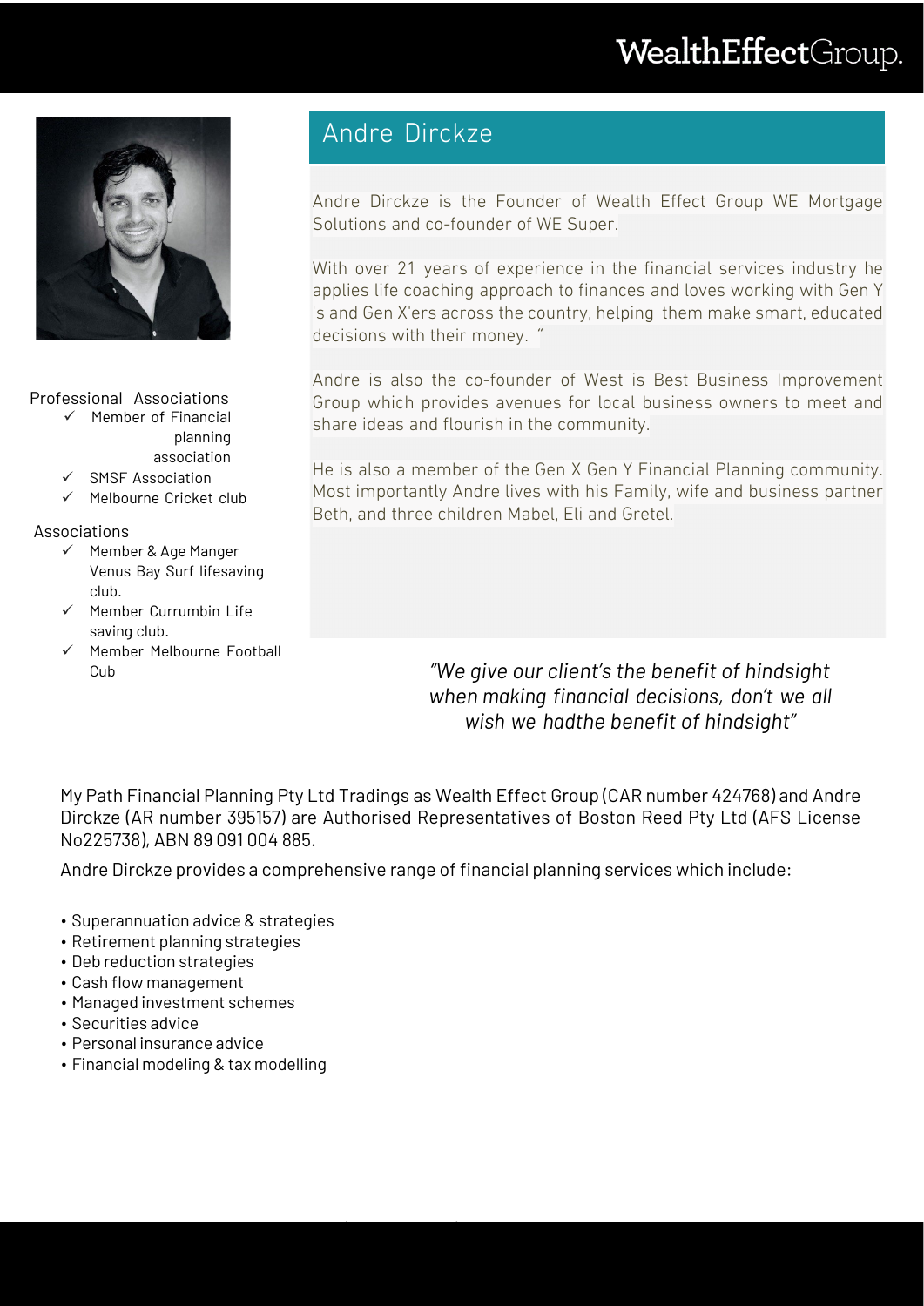# Andre Dirckze

Andre Dirckze is the Founder of Wealth Effect Group WE Mortgage Solutions and co-founder of WE Super.

With over 21 years of experience in the financial services industry he applies life coaching approach to finances and loves working with Gen Y 's and Gen X'ers across the country, helping them make smart, educated decisions with their money. "

Andre is also the co-founder of West is Best Business Improvement Group which provides avenues for local business owners to meet and share ideas and flourish in the community.

He is also a member of the Gen X Gen Y Financial Planning community. Most importantly Andre lives with his Family, wife and business partner Beth, and three children Mabel, Eli and Gretel.

Professional Associations

- ✓ Member of Financial planning association
- ✓ SMSF Association
- ✓ Melbourne Cricket club

Associations

- ✓ Member & Age Manger Venus Bay Surf lifesaving club.
- ✓ Member Currumbin Life saving club.
- ✓ Member Melbourne Football Cub

*"We give our client's the benefit of hindsight when making financial decisions, don't we all wish we hadthe benefit of hindsight"*

My Path Financial Planning Pty Ltd Tradings as Wealth Effect Group (CAR number 424768) and Andre Dirckze (AR number 395157) are Authorised Representatives of Boston Reed Pty Ltd (AFS License No225738), ABN 89 091 004 885.

Andre Dirckze provides a comprehensive range of financial planning services which include:

- Superannuation advice & strategies
- Retirement planning strategies
- Deb reduction strategies
- Cash flow management
- Managed investment schemes
- Securities advice
- Personal insurance advice
- Financial modeling & tax modelling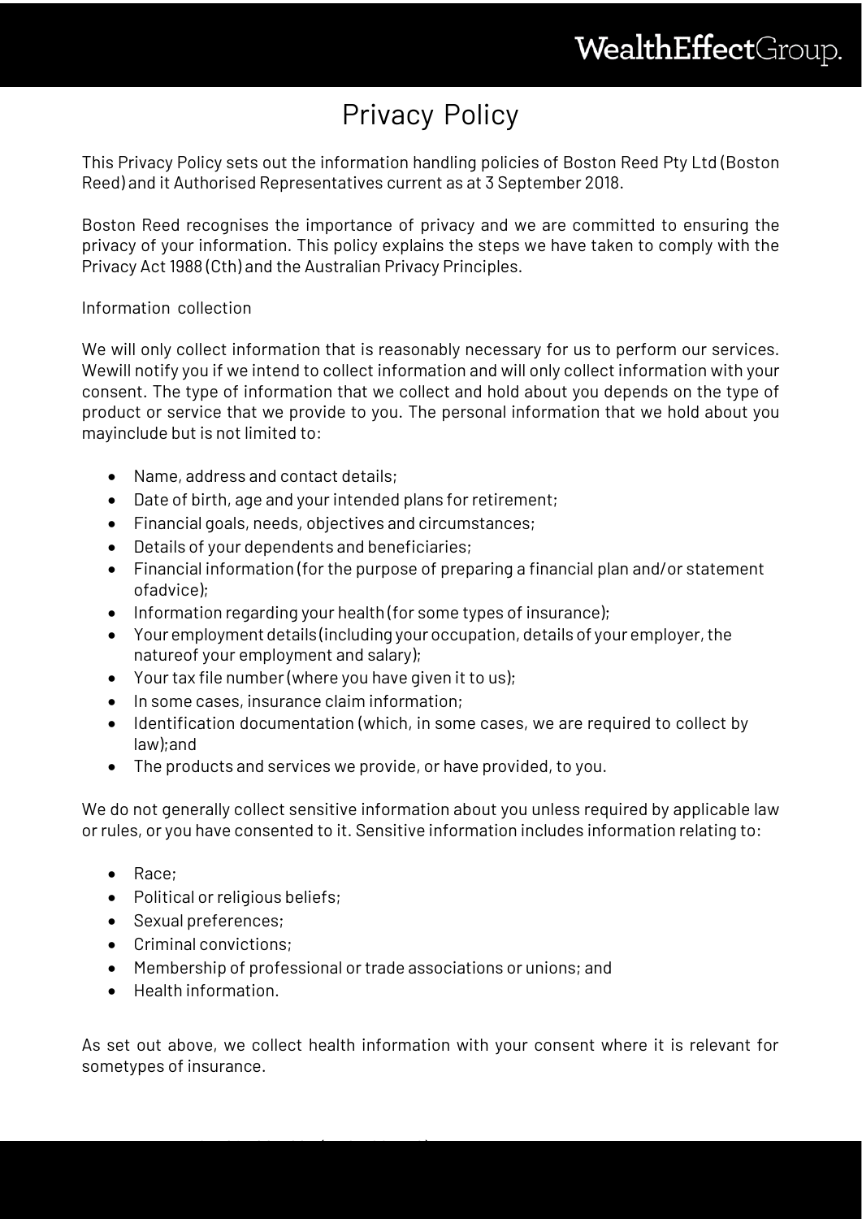# Privacy Policy

This Privacy Policy sets out the information handling policies of Boston Reed Pty Ltd (Boston Reed) and it Authorised Representatives current as at 3 September 2018.

Boston Reed recognises the importance of privacy and we are committed to ensuring the privacy of your information. This policy explains the steps we have taken to comply with the Privacy Act 1988 (Cth) and the Australian Privacy Principles.

## Information collection

We will only collect information that is reasonably necessary for us to perform our services. Wewill notify you if we intend to collect information and will only collect information with your consent. The type of information that we collect and hold about you depends on the type of product or service that we provide to you. The personal information that we hold about you mayinclude but is not limited to:

- Name, address and contact details;
- Date of birth, age and your intended plans for retirement;
- Financial goals, needs, objectives and circumstances;
- Details of your dependents and beneficiaries;
- Financial information (for the purpose of preparing a financial plan and/or statement ofadvice);
- Information regarding your health (for some types of insurance);
- Your employment details (including your occupation, details of your employer, the natureof your employment and salary);
- Your tax file number (where you have given it to us);
- In some cases, insurance claim information;
- Identification documentation (which, in some cases, we are required to collect by law);and
- The products and services we provide, or have provided, to you.

We do not generally collect sensitive information about you unless required by applicable law or rules, or you have consented to it. Sensitive information includes information relating to:

- Race;
- Political or religious beliefs;
- Sexual preferences;
- Criminal convictions;
- Membership of professional or trade associations or unions; and
- Health information.

As set out above, we collect health information with your consent where it is relevant for sometypes of insurance.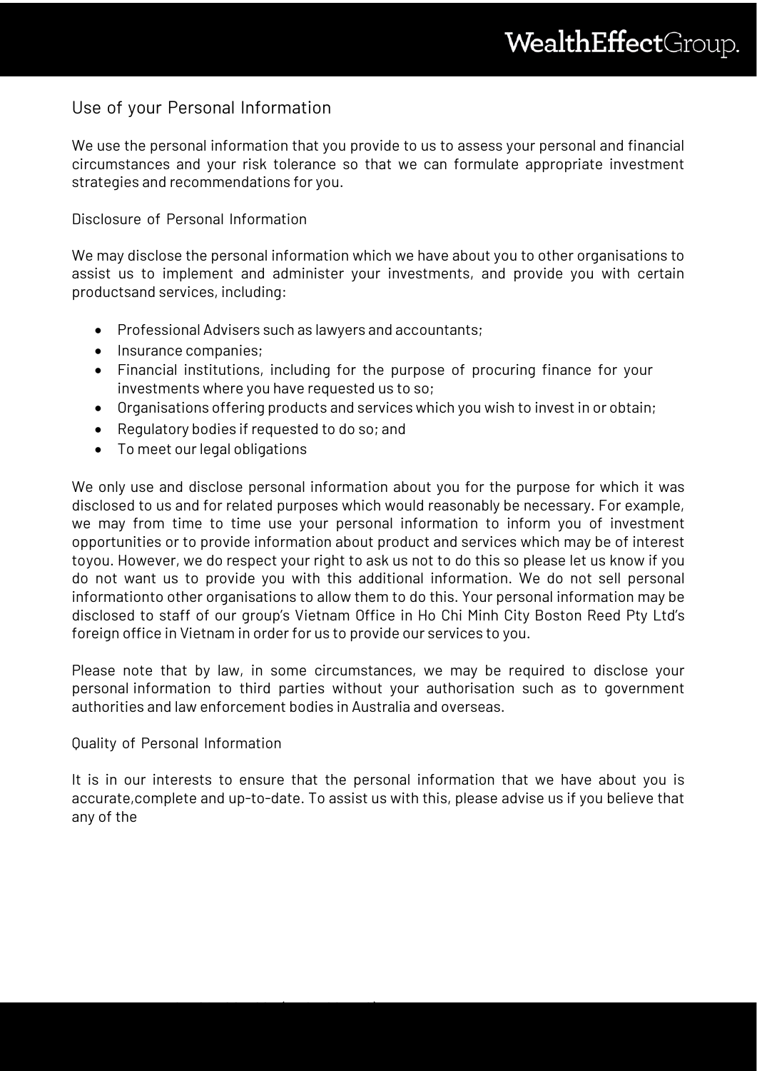## Use of your Personal Information

We use the personal information that you provide to us to assess your personal and financial circumstances and your risk tolerance so that we can formulate appropriate investment strategies and recommendations for you.

### Disclosure of Personal Information

We may disclose the personal information which we have about you to other organisations to assist us to implement and administer your investments, and provide you with certain productsand services, including:

- Professional Advisers such as lawyers and accountants;
- Insurance companies;
- Financial institutions, including for the purpose of procuring finance for your investments where you have requested us to so;
- Organisations offering products and services which you wish to invest in or obtain;
- Regulatory bodies if requested to do so; and
- To meet our legal obligations

We only use and disclose personal information about you for the purpose for which it was disclosed to us and for related purposes which would reasonably be necessary. For example, we may from time to time use your personal information to inform you of investment opportunities or to provide information about product and services which may be of interest toyou. However, we do respect your right to ask us not to do this so please let us know if you do not want us to provide you with this additional information. We do not sell personal informationto other organisations to allow them to do this. Your personal information may be disclosed to staff of our group's Vietnam Office in Ho Chi Minh City Boston Reed Pty Ltd's foreign office in Vietnam in order for us to provide our services to you.

Please note that by law, in some circumstances, we may be required to disclose your personal information to third parties without your authorisation such as to government authorities and law enforcement bodies in Australia and overseas.

### Quality of Personal Information

It is in our interests to ensure that the personal information that we have about you is accurate,complete and up-to-date. To assist us with this, please advise us if you believe that any of the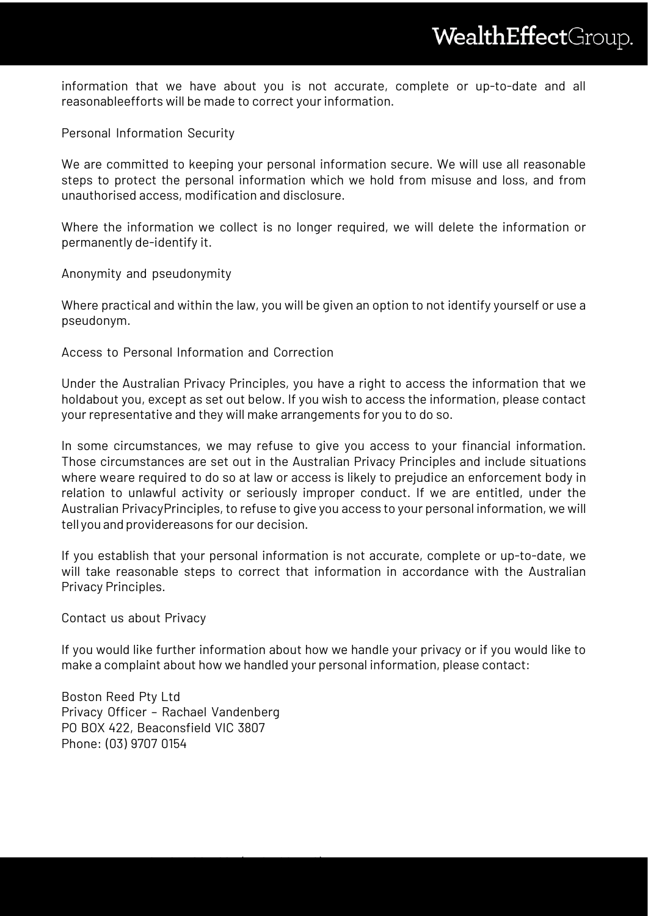information that we have about you is not accurate, complete or up-to-date and all reasonableefforts will be made to correct your information.

## Personal Information Security

We are committed to keeping your personal information secure. We will use all reasonable steps to protect the personal information which we hold from misuse and loss, and from unauthorised access, modification and disclosure.

Where the information we collect is no longer required, we will delete the information or permanently de-identify it.

## Anonymity and pseudonymity

Where practical and within the law, you will be given an option to not identify yourself or use a pseudonym.

## Access to Personal Information and Correction

Under the Australian Privacy Principles, you have a right to access the information that we holdabout you, except as set out below. If you wish to access the information, please contact your representative and they will make arrangements for you to do so.

In some circumstances, we may refuse to give you access to your financial information. Those circumstances are set out in the Australian Privacy Principles and include situations where weare required to do so at law or access is likely to prejudice an enforcement body in relation to unlawful activity or seriously improper conduct. If we are entitled, under the Australian PrivacyPrinciples, to refuse to give you access to your personal information, we will tell you and providereasons for our decision.

If you establish that your personal information is not accurate, complete or up-to-date, we will take reasonable steps to correct that information in accordance with the Australian Privacy Principles.

## Contact us about Privacy

If you would like further information about how we handle your privacy or if you would like to make a complaint about how we handled your personal information, please contact:

Boston Reed Pty Ltd
Privacy Officer – Rachael Vandenberg
PO BOX 422, Beaconsfield VIC 3807
Phone: (03) 9707 0154